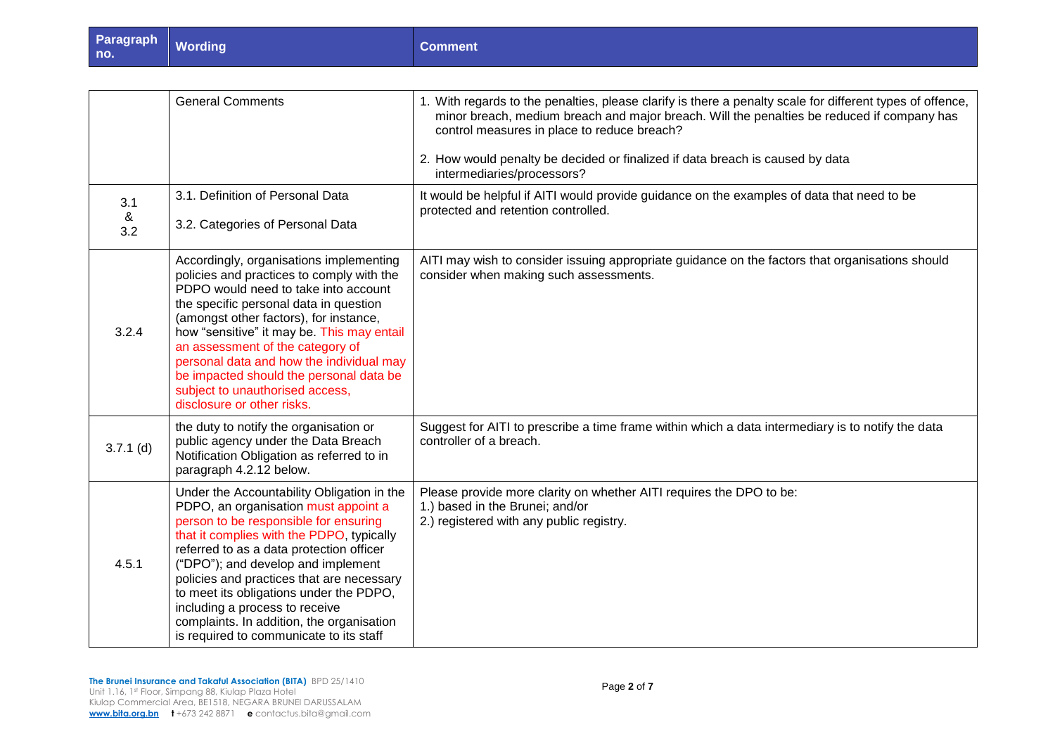| Paragraph no. | Wording | Comment |
|---|---|---|
| | General Comments | 1. With regards to the penalties, please clarify is there a penalty scale for different types of offence, minor breach, medium breach and major breach. Will the penalties be reduced if company has control measures in place to reduce breach?<br><br>2. How would penalty be decided or finalized if data breach is caused by data intermediaries/processors? |
| 3.1 & 3.2 | 3.1. Definition of Personal Data<br><br>3.2. Categories of Personal Data | It would be helpful if AITI would provide guidance on the examples of data that need to be protected and retention controlled. |
| 3.2.4 | Accordingly, organisations implementing policies and practices to comply with the PDPO would need to take into account the specific personal data in question (amongst other factors), for instance, how "sensitive" it may be. This may entail an assessment of the category of personal data and how the individual may be impacted should the personal data be subject to unauthorised access, disclosure or other risks. | AITI may wish to consider issuing appropriate guidance on the factors that organisations should consider when making such assessments. |
| 3.7.1 (d) | the duty to notify the organisation or public agency under the Data Breach Notification Obligation as referred to in paragraph 4.2.12 below. | Suggest for AITI to prescribe a time frame within which a data intermediary is to notify the data controller of a breach. |
| 4.5.1 | Under the Accountability Obligation in the PDPO, an organisation must appoint a person to be responsible for ensuring that it complies with the PDPO, typically referred to as a data protection officer ("DPO"); and develop and implement policies and practices that are necessary to meet its obligations under the PDPO, including a process to receive complaints. In addition, the organisation is required to communicate to its staff | Please provide more clarity on whether AITI requires the DPO to be:<br>1.) based in the Brunei; and/or<br>2.) registered with any public registry. |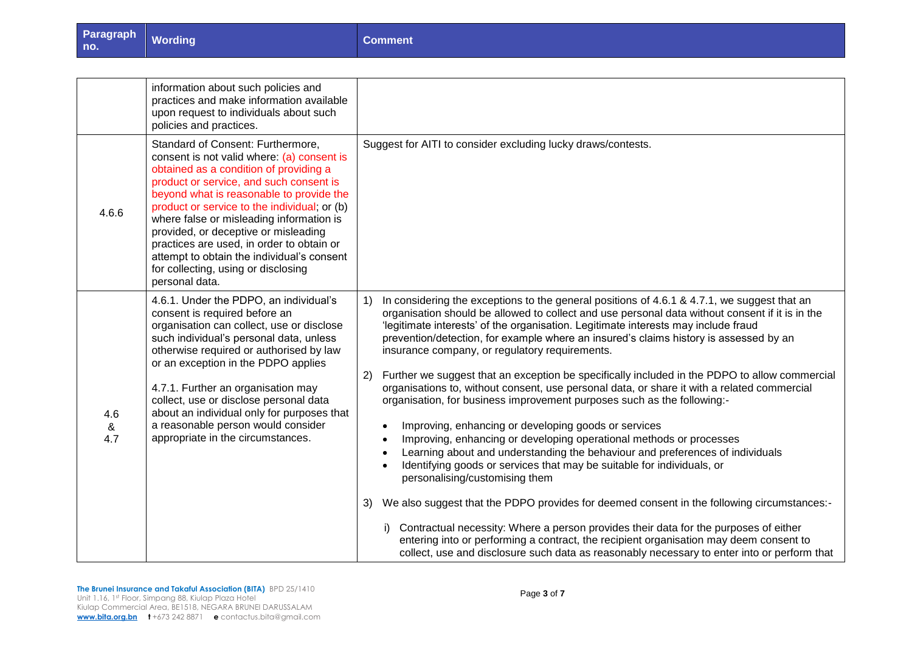| Paragraph no. | Wording | Comment |
| --- | --- | --- |
| | information about such policies and practices and make information available upon request to individuals about such policies and practices. | |
| 4.6.6 | Standard of Consent: Furthermore, consent is not valid where: (a) consent is obtained as a condition of providing a product or service, and such consent is beyond what is reasonable to provide the product or service to the individual; or (b) where false or misleading information is provided, or deceptive or misleading practices are used, in order to obtain or attempt to obtain the individual's consent for collecting, using or disclosing personal data. | Suggest for AITI to consider excluding lucky draws/contests. |
| 4.6 & 4.7 | 4.6.1. Under the PDPO, an individual's consent is required before an organisation can collect, use or disclose such individual's personal data, unless otherwise required or authorised by law or an exception in the PDPO applies<br><br>4.7.1. Further an organisation may collect, use or disclose personal data about an individual only for purposes that a reasonable person would consider appropriate in the circumstances. | 1) In considering the exceptions to the general positions of 4.6.1 & 4.7.1, we suggest that an organisation should be allowed to collect and use personal data without consent if it is in the 'legitimate interests' of the organisation. Legitimate interests may include fraud prevention/detection, for example where an insured's claims history is assessed by an insurance company, or regulatory requirements.<br><br>2) Further we suggest that an exception be specifically included in the PDPO to allow commercial organisations to, without consent, use personal data, or share it with a related commercial organisation, for business improvement purposes such as the following:-<br><br>• Improving, enhancing or developing goods or services<br>• Improving, enhancing or developing operational methods or processes<br>• Learning about and understanding the behaviour and preferences of individuals<br>• Identifying goods or services that may be suitable for individuals, or personalising/customising them<br><br>3) We also suggest that the PDPO provides for deemed consent in the following circumstances:-<br><br>i) Contractual necessity: Where a person provides their data for the purposes of either entering into or performing a contract, the recipient organisation may deem consent to collect, use and disclosure such data as reasonably necessary to enter into or perform that |

**The Brunei Insurance and Takaful Association (BITA)** BPD 25/1410
Unit 1.16, 1st Floor, Simpang 88, Kiulap Plaza Hotel
Kiulap Commercial Area, BE1518, NEGARA BRUNEI DARUSSALAM
**www.bita.org.bn** t +673 242 8871 e contactus.bita@gmail.com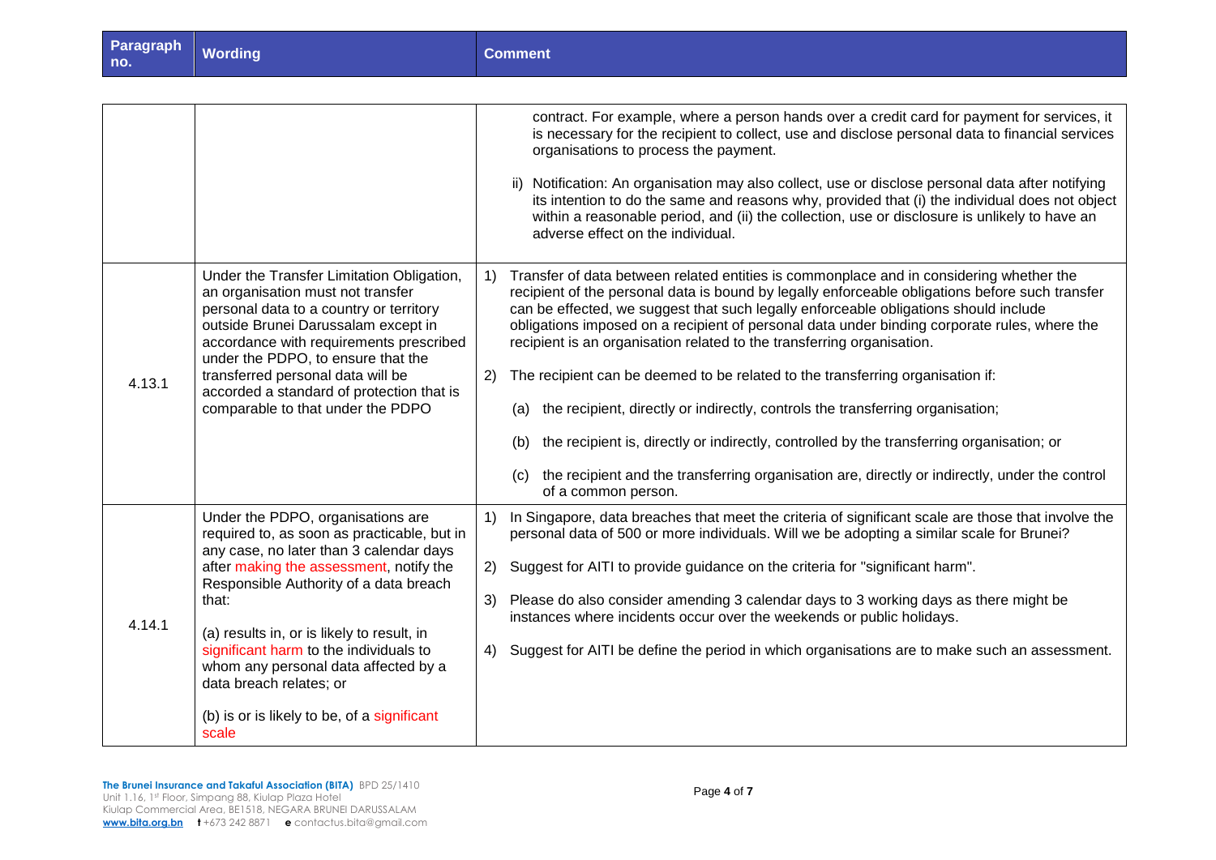| Paragraph no. | Wording | Comment |
|---|---|---|
| | | contract. For example, where a person hands over a credit card for payment for services, it is necessary for the recipient to collect, use and disclose personal data to financial services organisations to process the payment.<br><br>ii) Notification: An organisation may also collect, use or disclose personal data after notifying its intention to do the same and reasons why, provided that (i) the individual does not object within a reasonable period, and (ii) the collection, use or disclosure is unlikely to have an adverse effect on the individual. |
| 4.13.1 | Under the Transfer Limitation Obligation, an organisation must not transfer personal data to a country or territory outside Brunei Darussalam except in accordance with requirements prescribed under the PDPO, to ensure that the transferred personal data will be accorded a standard of protection that is comparable to that under the PDPO | 1) Transfer of data between related entities is commonplace and in considering whether the recipient of the personal data is bound by legally enforceable obligations before such transfer can be effected, we suggest that such legally enforceable obligations should include obligations imposed on a recipient of personal data under binding corporate rules, where the recipient is an organisation related to the transferring organisation.<br><br>2) The recipient can be deemed to be related to the transferring organisation if:<br><br>(a) the recipient, directly or indirectly, controls the transferring organisation;<br><br>(b) the recipient is, directly or indirectly, controlled by the transferring organisation; or<br><br>(c) the recipient and the transferring organisation are, directly or indirectly, under the control of a common person. |
| 4.14.1 | Under the PDPO, organisations are required to, as soon as practicable, but in any case, no later than 3 calendar days after making the assessment, notify the Responsible Authority of a data breach that:<br><br>(a) results in, or is likely to result, in significant harm to the individuals to whom any personal data affected by a data breach relates; or<br><br>(b) is or is likely to be, of a significant scale | 1) In Singapore, data breaches that meet the criteria of significant scale are those that involve the personal data of 500 or more individuals. Will we be adopting a similar scale for Brunei?<br><br>2) Suggest for AITI to provide guidance on the criteria for "significant harm".<br><br>3) Please do also consider amending 3 calendar days to 3 working days as there might be instances where incidents occur over the weekends or public holidays.<br><br>4) Suggest for AITI be define the period in which organisations are to make such an assessment. |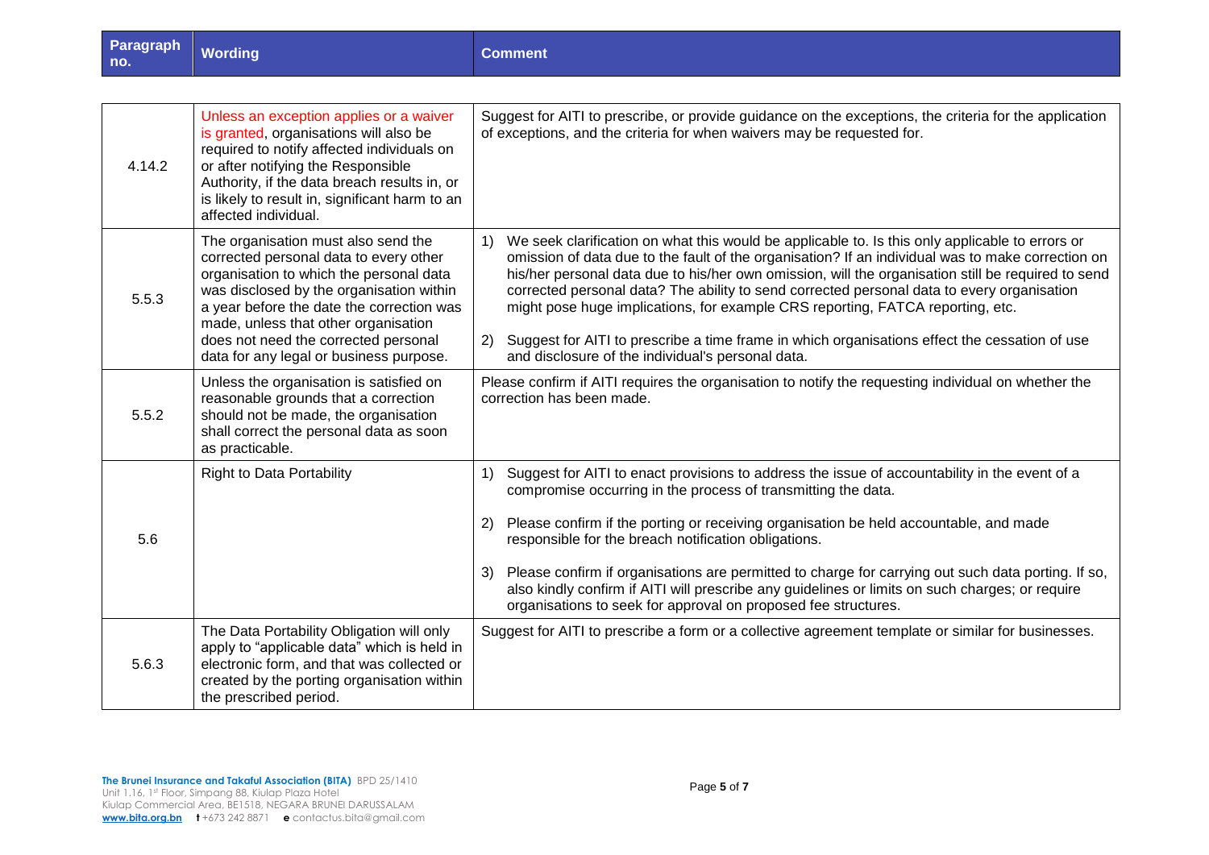| Paragraph no. | Wording | Comment |
|---|---|---|
| 4.14.2 | Unless an exception applies or a waiver is granted, organisations will also be required to notify affected individuals on or after notifying the Responsible Authority, if the data breach results in, or is likely to result in, significant harm to an affected individual. | Suggest for AITI to prescribe, or provide guidance on the exceptions, the criteria for the application of exceptions, and the criteria for when waivers may be requested for. |
| 5.5.3 | The organisation must also send the corrected personal data to every other organisation to which the personal data was disclosed by the organisation within a year before the date the correction was made, unless that other organisation does not need the corrected personal data for any legal or business purpose. | 1) We seek clarification on what this would be applicable to. Is this only applicable to errors or omission of data due to the fault of the organisation? If an individual was to make correction on his/her personal data due to his/her own omission, will the organisation still be required to send corrected personal data? The ability to send corrected personal data to every organisation might pose huge implications, for example CRS reporting, FATCA reporting, etc.<br><br>2) Suggest for AITI to prescribe a time frame in which organisations effect the cessation of use and disclosure of the individual's personal data. |
| 5.5.2 | Unless the organisation is satisfied on reasonable grounds that a correction should not be made, the organisation shall correct the personal data as soon as practicable. | Please confirm if AITI requires the organisation to notify the requesting individual on whether the correction has been made. |
| 5.6 | Right to Data Portability | 1) Suggest for AITI to enact provisions to address the issue of accountability in the event of a compromise occurring in the process of transmitting the data.<br><br>2) Please confirm if the porting or receiving organisation be held accountable, and made responsible for the breach notification obligations.<br><br>3) Please confirm if organisations are permitted to charge for carrying out such data porting. If so, also kindly confirm if AITI will prescribe any guidelines or limits on such charges; or require organisations to seek for approval on proposed fee structures. |
| 5.6.3 | The Data Portability Obligation will only apply to "applicable data" which is held in electronic form, and that was collected or created by the porting organisation within the prescribed period. | Suggest for AITI to prescribe a form or a collective agreement template or similar for businesses. |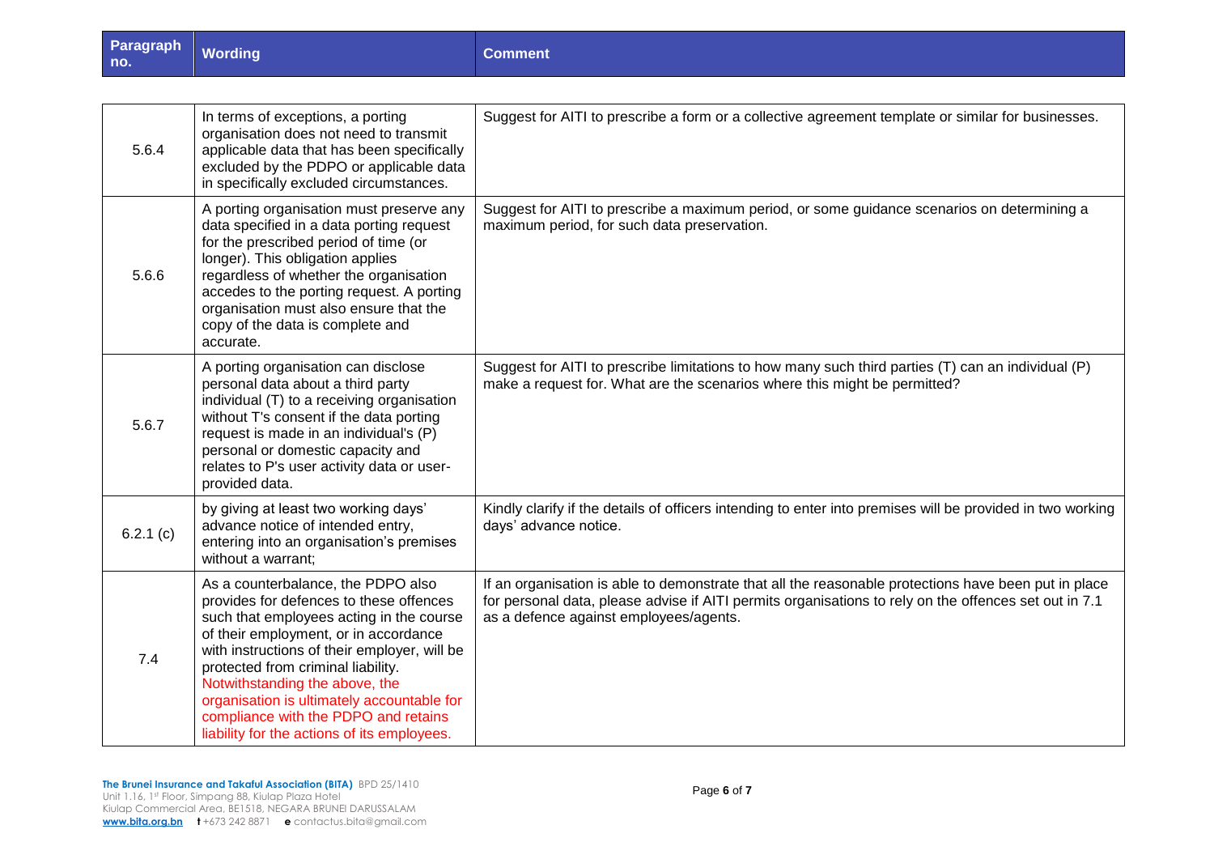| Paragraph no. | Wording | Comment |
|---|---|---|
| 5.6.4 | In terms of exceptions, a porting organisation does not need to transmit applicable data that has been specifically excluded by the PDPO or applicable data in specifically excluded circumstances. | Suggest for AITI to prescribe a form or a collective agreement template or similar for businesses. |
| 5.6.6 | A porting organisation must preserve any data specified in a data porting request for the prescribed period of time (or longer). This obligation applies regardless of whether the organisation accedes to the porting request. A porting organisation must also ensure that the copy of the data is complete and accurate. | Suggest for AITI to prescribe a maximum period, or some guidance scenarios on determining a maximum period, for such data preservation. |
| 5.6.7 | A porting organisation can disclose personal data about a third party individual (T) to a receiving organisation without T's consent if the data porting request is made in an individual's (P) personal or domestic capacity and relates to P's user activity data or user-provided data. | Suggest for AITI to prescribe limitations to how many such third parties (T) can an individual (P) make a request for. What are the scenarios where this might be permitted? |
| 6.2.1 (c) | by giving at least two working days' advance notice of intended entry, entering into an organisation's premises without a warrant; | Kindly clarify if the details of officers intending to enter into premises will be provided in two working days' advance notice. |
| 7.4 | As a counterbalance, the PDPO also provides for defences to these offences such that employees acting in the course of their employment, or in accordance with instructions of their employer, will be protected from criminal liability. Notwithstanding the above, the organisation is ultimately accountable for compliance with the PDPO and retains liability for the actions of its employees. | If an organisation is able to demonstrate that all the reasonable protections have been put in place for personal data, please advise if AITI permits organisations to rely on the offences set out in 7.1 as a defence against employees/agents. |

**The Brunei Insurance and Takaful Association (BITA)** BPD 25/1410
Unit 1.16, 1st Floor, Simpang 88, Kiulap Plaza Hotel
Kiulap Commercial Area, BE1518, NEGARA BRUNEI DARUSSALAM
**www.bita.org.bn** **t** +673 242 8871 **e** contactus.bita@gmail.com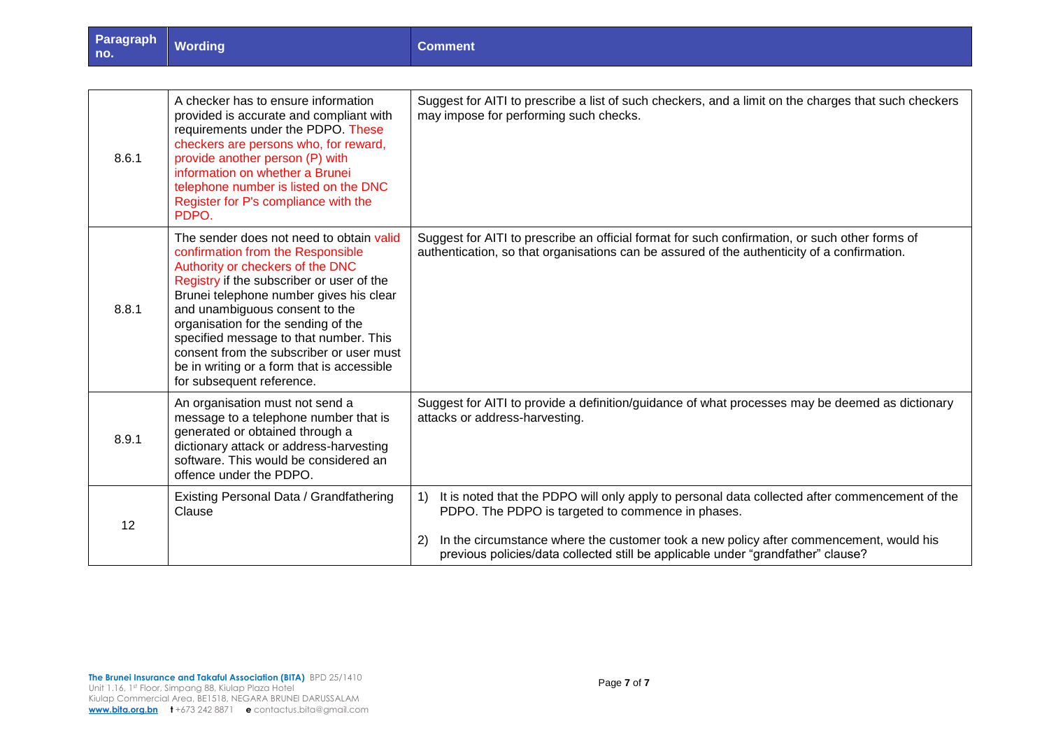| Paragraph no. | Wording | Comment |
|---|---|---|
| 8.6.1 | A checker has to ensure information provided is accurate and compliant with requirements under the PDPO. These checkers are persons who, for reward, provide another person (P) with information on whether a Brunei telephone number is listed on the DNC Register for P's compliance with the PDPO. | Suggest for AITI to prescribe a list of such checkers, and a limit on the charges that such checkers may impose for performing such checks. |
| 8.8.1 | The sender does not need to obtain valid confirmation from the Responsible Authority or checkers of the DNC Registry if the subscriber or user of the Brunei telephone number gives his clear and unambiguous consent to the organisation for the sending of the specified message to that number. This consent from the subscriber or user must be in writing or a form that is accessible for subsequent reference. | Suggest for AITI to prescribe an official format for such confirmation, or such other forms of authentication, so that organisations can be assured of the authenticity of a confirmation. |
| 8.9.1 | An organisation must not send a message to a telephone number that is generated or obtained through a dictionary attack or address-harvesting software. This would be considered an offence under the PDPO. | Suggest for AITI to provide a definition/guidance of what processes may be deemed as dictionary attacks or address-harvesting. |
| 12 | Existing Personal Data / Grandfathering Clause | 1) It is noted that the PDPO will only apply to personal data collected after commencement of the PDPO. The PDPO is targeted to commence in phases.<br>2) In the circumstance where the customer took a new policy after commencement, would his previous policies/data collected still be applicable under "grandfather" clause? |

**The Brunei Insurance and Takaful Association (BITA)** BPD 25/1410
Unit 1.16, 1st Floor, Simpang 88, Kiulap Plaza Hotel
Kiulap Commercial Area, BE1518, NEGARA BRUNEI DARUSSALAM
**www.bita.org.bn** **t** +673 242 8871 **e** contactus.bita@gmail.com